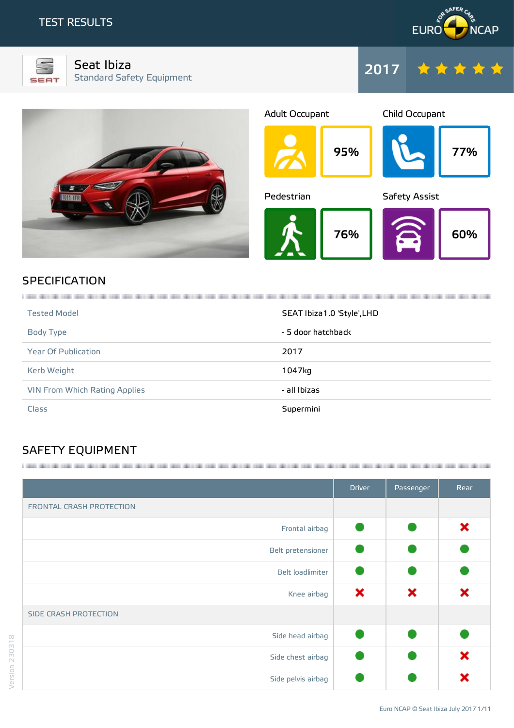# TEST RESULTS

EURO NCAP — FOR SAFER CARS

## Seat Ibiza

Standard Safety Equipment

2017 ★★★★★

| Adult Occupant | Child Occupant | Pedestrian | Safety Assist |
|---|---|---|---|
| 95% | 77% | 76% | 60% |

## SPECIFICATION

| | |
|---|---|
| Tested Model | SEAT Ibiza1.0 'Style',LHD |
| Body Type | - 5 door hatchback |
| Year Of Publication | 2017 |
| Kerb Weight | 1047kg |
| VIN From Which Rating Applies | - all Ibizas |
| Class | Supermini |

## SAFETY EQUIPMENT

| | Driver | Passenger | Rear |
|---|---|---|---|
| **FRONTAL CRASH PROTECTION** | | | |
| Frontal airbag | ● | ● | ✖ |
| Belt pretensioner | ● | ● | ● |
| Belt loadlimiter | ● | ● | ● |
| Knee airbag | ✖ | ✖ | ✖ |
| **SIDE CRASH PROTECTION** | | | |
| Side head airbag | ● | ● | ● |
| Side chest airbag | ● | ● | ✖ |
| Side pelvis airbag | ● | ● | ✖ |

Version 230318

Euro NCAP © Seat Ibiza July 2017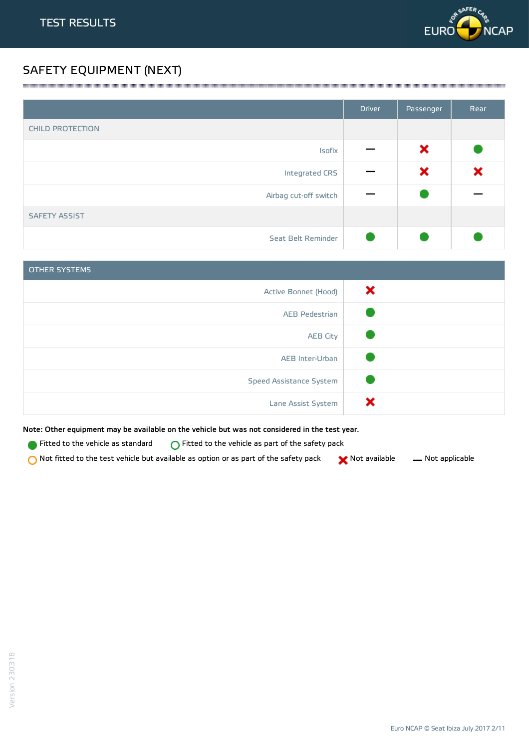# TEST RESULTS

## SAFETY EQUIPMENT (NEXT)

| | Driver | Passenger | Rear |
|---|---|---|---|
| **CHILD PROTECTION** | | | |
| Isofix | — | ✖ | ● |
| Integrated CRS | — | ✖ | ✖ |
| Airbag cut-off switch | — | ● | — |
| **SAFETY ASSIST** | | | |
| Seat Belt Reminder | ● | ● | ● |

| OTHER SYSTEMS | |
|---|---|
| Active Bonnet (Hood) | ✖ |
| AEB Pedestrian | ● |
| AEB City | ● |
| AEB Inter-Urban | ● |
| Speed Assistance System | ● |
| Lane Assist System | ✖ |

**Note: Other equipment may be available on the vehicle but was not considered in the test year.**

● Fitted to the vehicle as standard
○ Fitted to the vehicle as part of the safety pack
○ Not fitted to the test vehicle but available as option or as part of the safety pack
✖ Not available
— Not applicable

Version 230318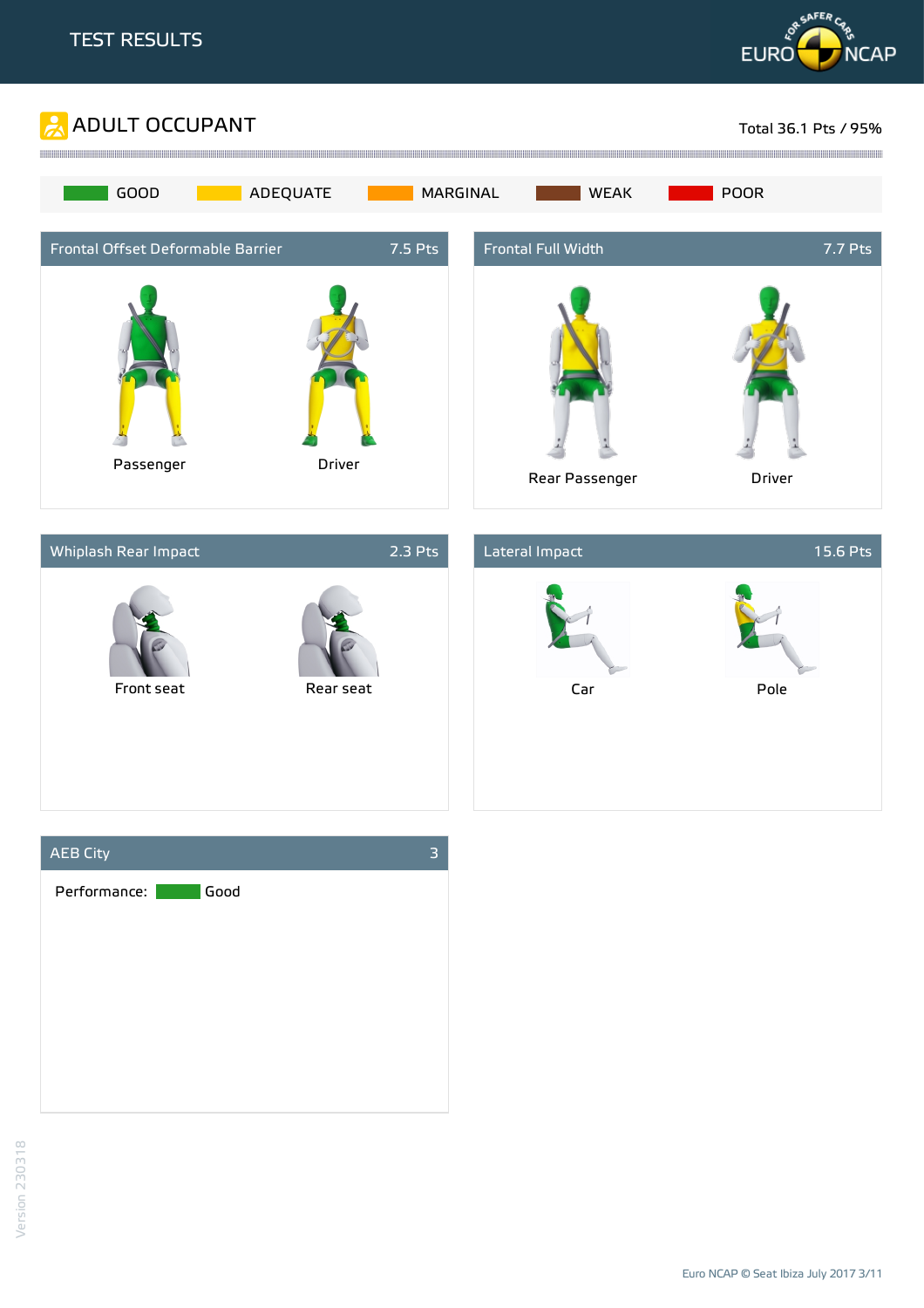# TEST RESULTS

## ADULT OCCUPANT

Total 36.1 Pts / 95%

GOOD | ADEQUATE | MARGINAL | WEAK | POOR

### Frontal Offset Deformable Barrier — 7.5 Pts

Passenger

Driver

### Frontal Full Width — 7.7 Pts

Rear Passenger

Driver

### Whiplash Rear Impact — 2.3 Pts

Front seat

Rear seat

### Lateral Impact — 15.6 Pts

Car

Pole

### AEB City — 3

Performance: Good

Version 230318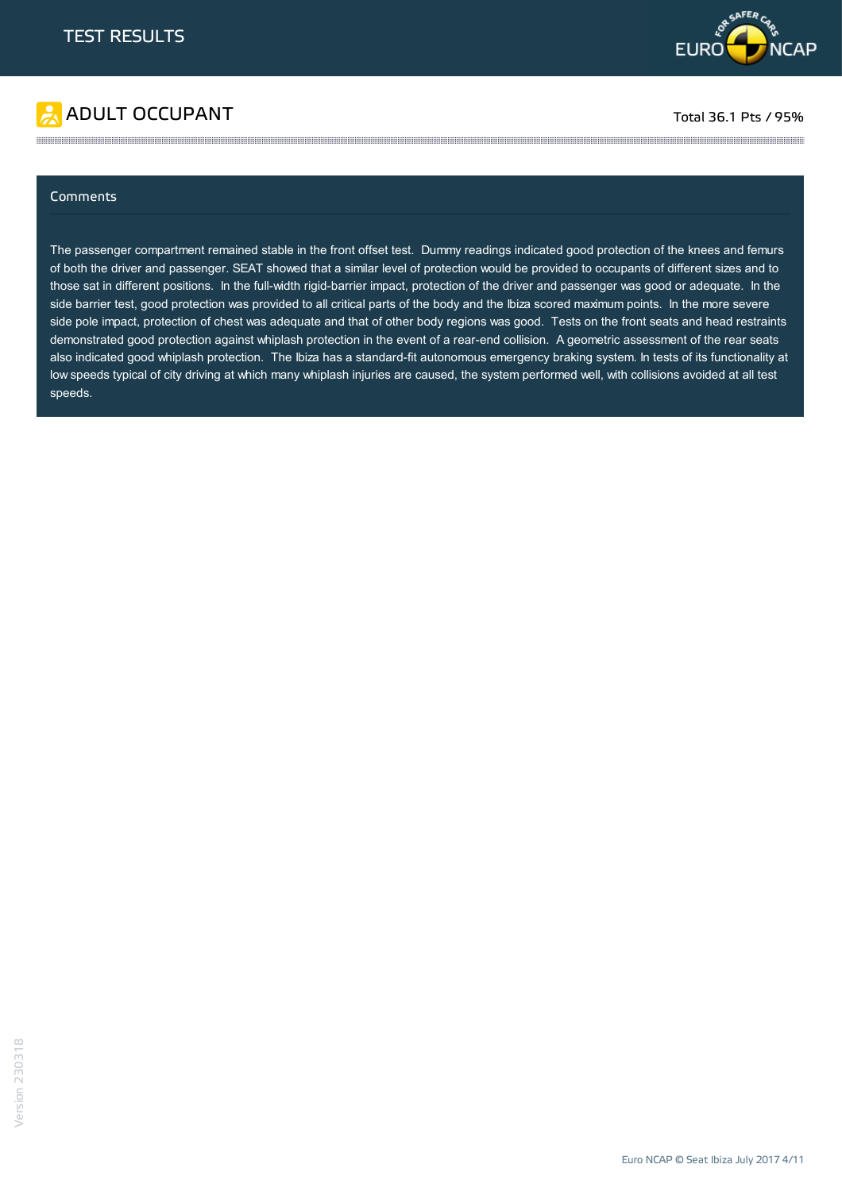# TEST RESULTS

## ADULT OCCUPANT

Total 36.1 Pts / 95%

### Comments

The passenger compartment remained stable in the front offset test. Dummy readings indicated good protection of the knees and femurs of both the driver and passenger. SEAT showed that a similar level of protection would be provided to occupants of different sizes and to those sat in different positions. In the full-width rigid-barrier impact, protection of the driver and passenger was good or adequate. In the side barrier test, good protection was provided to all critical parts of the body and the Ibiza scored maximum points. In the more severe side pole impact, protection of chest was adequate and that of other body regions was good. Tests on the front seats and head restraints demonstrated good protection against whiplash protection in the event of a rear-end collision. A geometric assessment of the rear seats also indicated good whiplash protection. The Ibiza has a standard-fit autonomous emergency braking system. In tests of its functionality at low speeds typical of city driving at which many whiplash injuries are caused, the system performed well, with collisions avoided at all test speeds.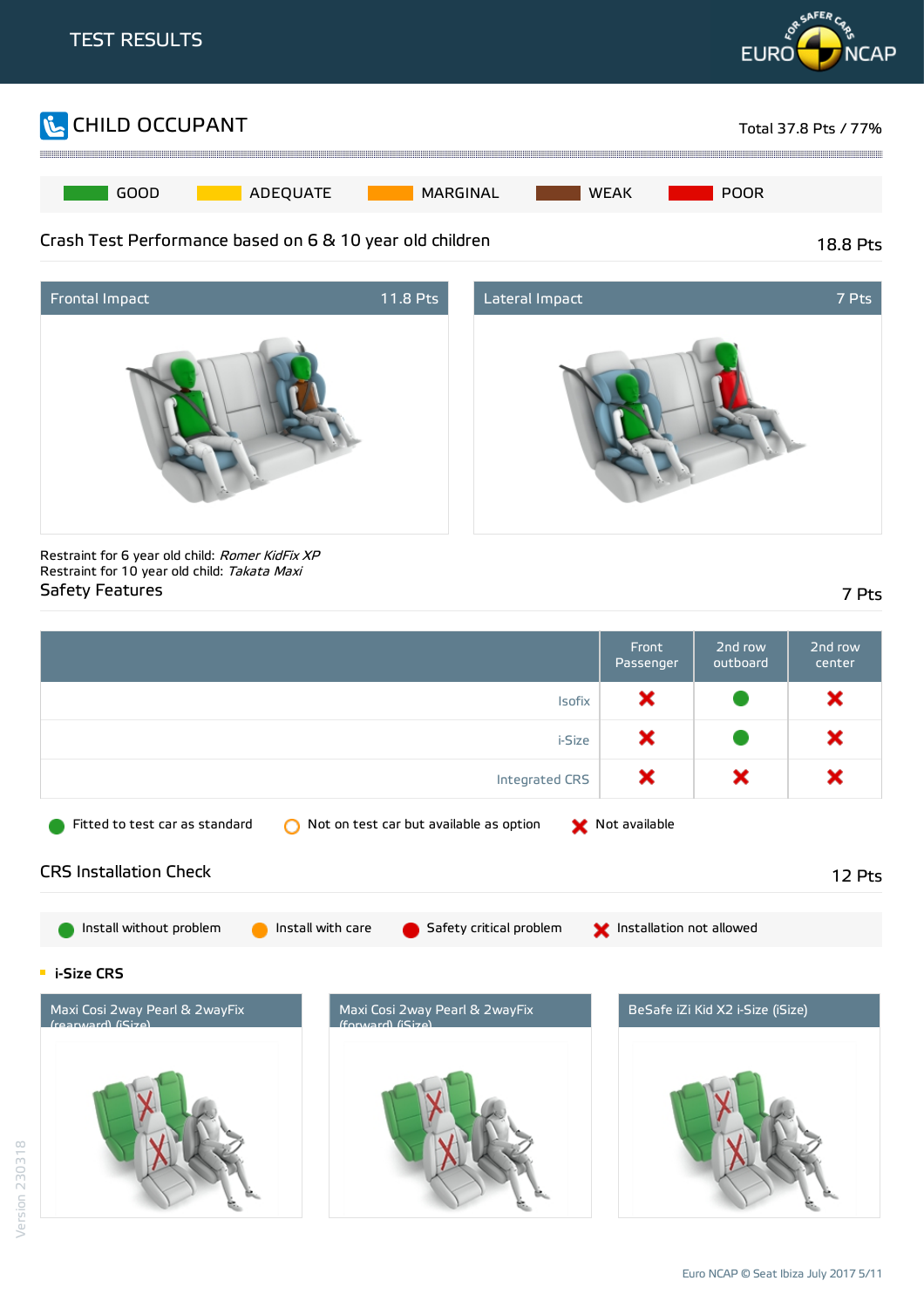## TEST RESULTS

# CHILD OCCUPANT

Total 37.8 Pts / 77%

GOOD | ADEQUATE | MARGINAL | WEAK | POOR

## Crash Test Performance based on 6 & 10 year old children

18.8 Pts

**Frontal Impact** 11.8 Pts

**Lateral Impact** 7 Pts

Restraint for 6 year old child: *Romer KidFix XP*
Restraint for 10 year old child: *Takata Maxi*

## Safety Features

7 Pts

| | Front Passenger | 2nd row outboard | 2nd row center |
|---|---|---|---|
| Isofix | Not available | Fitted to test car as standard | Not available |
| i-Size | Not available | Fitted to test car as standard | Not available |
| Integrated CRS | Not available | Not available | Not available |

Fitted to test car as standard | Not on test car but available as option | Not available

## CRS Installation Check

12 Pts

Install without problem | Install with care | Safety critical problem | Installation not allowed

### i-Size CRS

Maxi Cosi 2way Pearl & 2wayFix (rearward) (iSize)

Maxi Cosi 2way Pearl & 2wayFix (forward) (iSize)

BeSafe iZi Kid X2 i-Size (iSize)

Version 230318

Euro NCAP © Seat Ibiza July 2017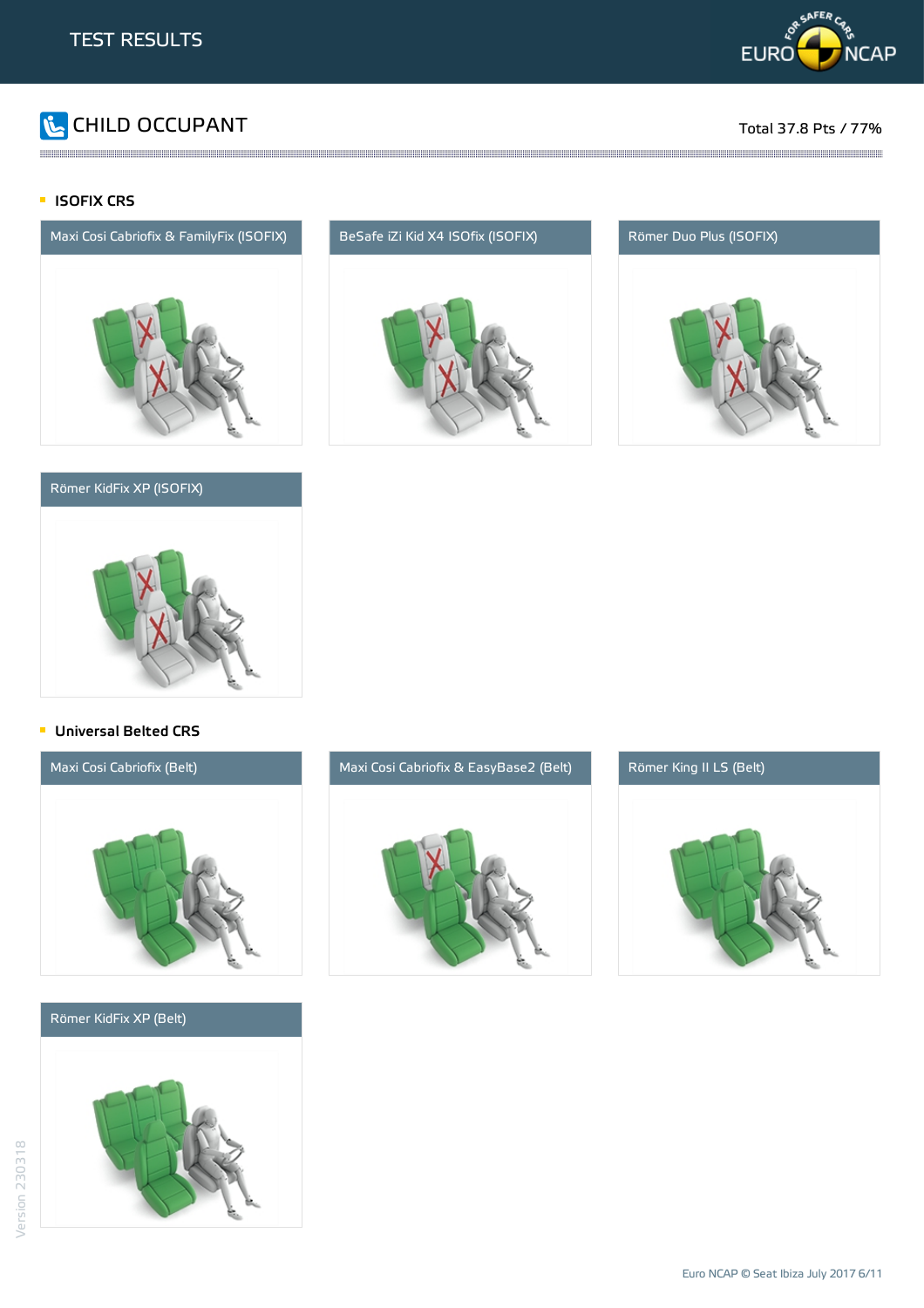# TEST RESULTS

## CHILD OCCUPANT

Total 37.8 Pts / 77%

### ISOFIX CRS

Maxi Cosi Cabriofix & FamilyFix (ISOFIX)

BeSafe iZi Kid X4 ISOfix (ISOFIX)

Römer Duo Plus (ISOFIX)

Römer KidFix XP (ISOFIX)

### Universal Belted CRS

Maxi Cosi Cabriofix (Belt)

Maxi Cosi Cabriofix & EasyBase2 (Belt)

Römer King II LS (Belt)

Römer KidFix XP (Belt)

Version 230318

Euro NCAP © Seat Ibiza July 2017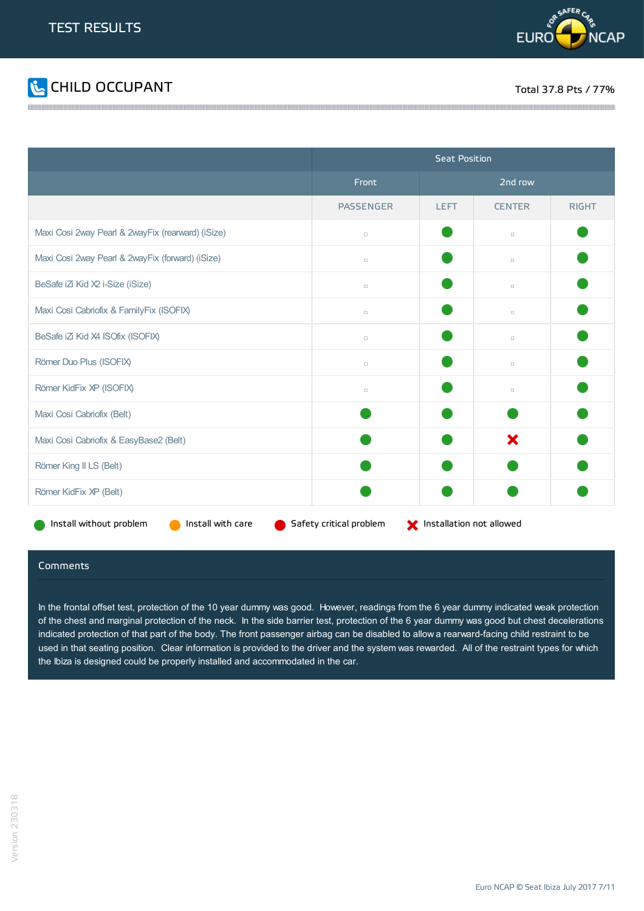# TEST RESULTS

## CHILD OCCUPANT

Total 37.8 Pts / 77%

| | Seat Position | | | |
|---|---|---|---|---|
| | Front | 2nd row | | |
| | PASSENGER | LEFT | CENTER | RIGHT |
| Maxi Cosi 2way Pearl & 2wayFix (rearward) (iSize) | ▫ | ● | ▫ | ● |
| Maxi Cosi 2way Pearl & 2wayFix (forward) (iSize) | ▫ | ● | ▫ | ● |
| BeSafe iZi Kid X2 i-Size (iSize) | ▫ | ● | ▫ | ● |
| Maxi Cosi Cabriofix & FamilyFix (ISOFIX) | ▫ | ● | ▫ | ● |
| BeSafe iZi Kid X4 ISOfix (ISOFIX) | ▫ | ● | ▫ | ● |
| Römer Duo Plus (ISOFIX) | ▫ | ● | ▫ | ● |
| Römer KidFix XP (ISOFIX) | ▫ | ● | ▫ | ● |
| Maxi Cosi Cabriofix (Belt) | ● | ● | ● | ● |
| Maxi Cosi Cabriofix & EasyBase2 (Belt) | ● | ● | ✖ | ● |
| Römer King II LS (Belt) | ● | ● | ● | ● |
| Römer KidFix XP (Belt) | ● | ● | ● | ● |

● Install without problem ● Install with care ● Safety critical problem ✖ Installation not allowed

### Comments

In the frontal offset test, protection of the 10 year dummy was good. However, readings from the 6 year dummy indicated weak protection of the chest and marginal protection of the neck. In the side barrier test, protection of the 6 year dummy was good but chest decelerations indicated protection of that part of the body. The front passenger airbag can be disabled to allow a rearward-facing child restraint to be used in that seating position. Clear information is provided to the driver and the system was rewarded. All of the restraint types for which the Ibiza is designed could be properly installed and accommodated in the car.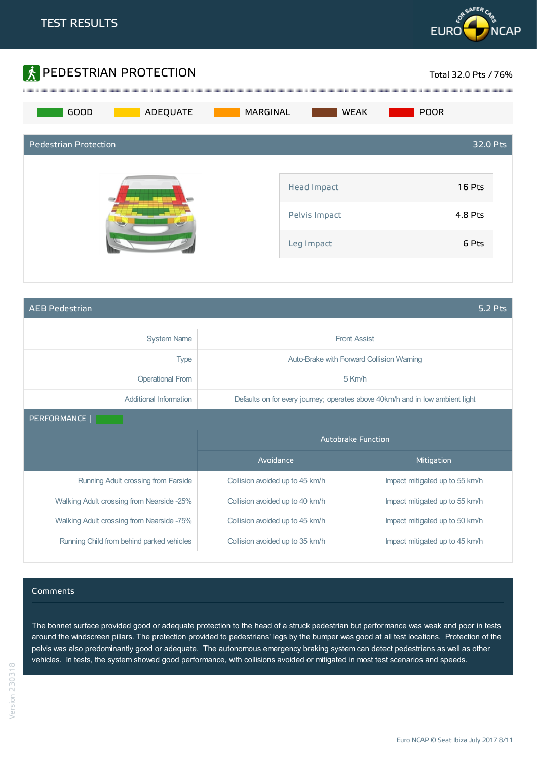# TEST RESULTS

## PEDESTRIAN PROTECTION

Total 32.0 Pts / 76%

GOOD | ADEQUATE | MARGINAL | WEAK | POOR

### Pedestrian Protection — 32.0 Pts

| | |
|---|---|
| Head Impact | 16 Pts |
| Pelvis Impact | 4.8 Pts |
| Leg Impact | 6 Pts |

### AEB Pedestrian — 5.2 Pts

| | |
|---|---|
| System Name | Front Assist |
| Type | Auto-Brake with Forward Collision Warning |
| Operational From | 5 Km/h |
| Additional Information | Defaults on for every journey; operates above 40km/h and in low ambient light |

PERFORMANCE |

| | Autobrake Function | |
|---|---|---|
| | Avoidance | Mitigation |
| Running Adult crossing from Farside | Collision avoided up to 45 km/h | Impact mitigated up to 55 km/h |
| Walking Adult crossing from Nearside -25% | Collision avoided up to 40 km/h | Impact mitigated up to 55 km/h |
| Walking Adult crossing from Nearside -75% | Collision avoided up to 45 km/h | Impact mitigated up to 50 km/h |
| Running Child from behind parked vehicles | Collision avoided up to 35 km/h | Impact mitigated up to 45 km/h |

### Comments

The bonnet surface provided good or adequate protection to the head of a struck pedestrian but performance was weak and poor in tests around the windscreen pillars. The protection provided to pedestrians' legs by the bumper was good at all test locations. Protection of the pelvis was also predominantly good or adequate. The autonomous emergency braking system can detect pedestrians as well as other vehicles. In tests, the system showed good performance, with collisions avoided or mitigated in most test scenarios and speeds.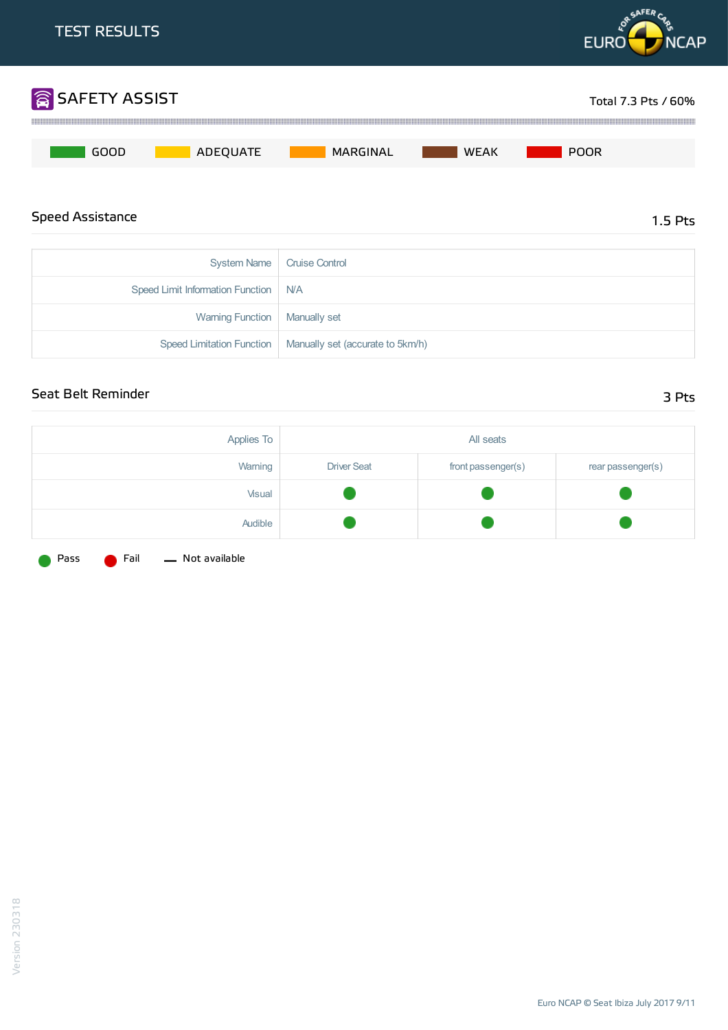# TEST RESULTS

## SAFETY ASSIST

Total 7.3 Pts / 60%

GOOD | ADEQUATE | MARGINAL | WEAK | POOR

### Speed Assistance

1.5 Pts

| | |
|---|---|
| System Name | Cruise Control |
| Speed Limit Information Function | N/A |
| Warning Function | Manually set |
| Speed Limitation Function | Manually set (accurate to 5km/h) |

### Seat Belt Reminder

3 Pts

| Applies To | All seats | | |
|---|---|---|---|
| Warning | Driver Seat | front passenger(s) | rear passenger(s) |
| Visual | Pass | Pass | Pass |
| Audible | Pass | Pass | Pass |

Pass | Fail | — Not available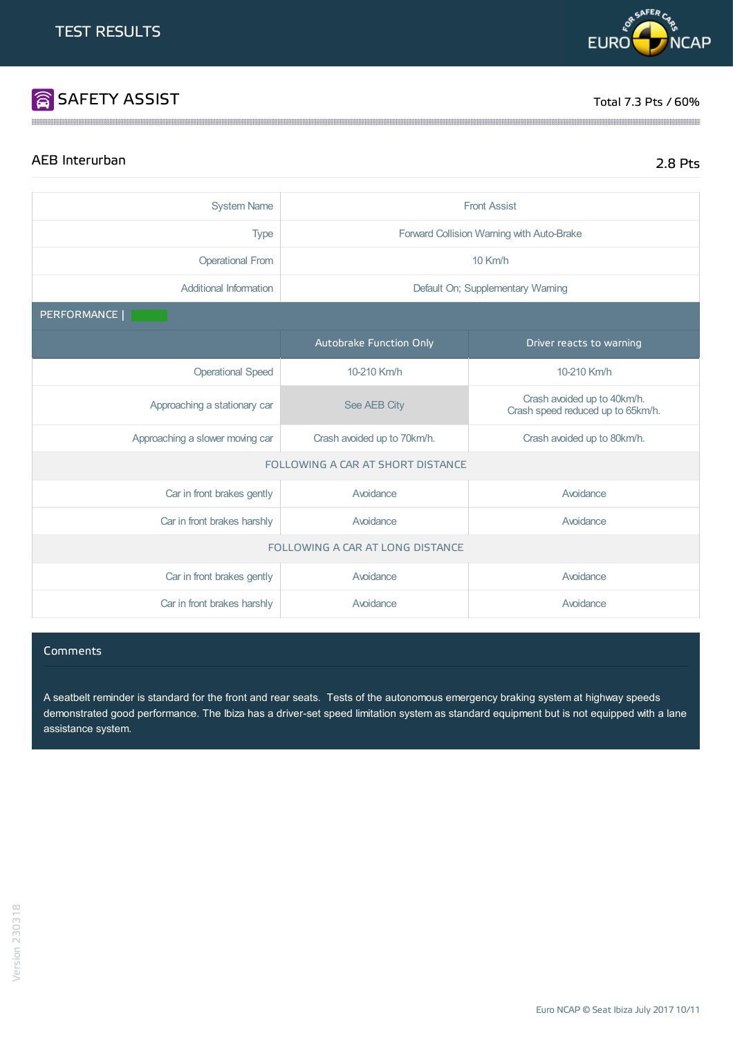# TEST RESULTS

## SAFETY ASSIST

Total 7.3 Pts / 60%

### AEB Interurban

2.8 Pts

| | |
|---|---|
| System Name | Front Assist |
| Type | Forward Collision Warning with Auto-Brake |
| Operational From | 10 Km/h |
| Additional Information | Default On; Supplementary Warning |

PERFORMANCE |

| | Autobrake Function Only | Driver reacts to warning |
|---|---|---|
| Operational Speed | 10-210 Km/h | 10-210 Km/h |
| Approaching a stationary car | See AEB City | Crash avoided up to 40km/h.<br>Crash speed reduced up to 65km/h. |
| Approaching a slower moving car | Crash avoided up to 70km/h. | Crash avoided up to 80km/h. |
| FOLLOWING A CAR AT SHORT DISTANCE | | |
| Car in front brakes gently | Avoidance | Avoidance |
| Car in front brakes harshly | Avoidance | Avoidance |
| FOLLOWING A CAR AT LONG DISTANCE | | |
| Car in front brakes gently | Avoidance | Avoidance |
| Car in front brakes harshly | Avoidance | Avoidance |

#### Comments

A seatbelt reminder is standard for the front and rear seats. Tests of the autonomous emergency braking system at highway speeds demonstrated good performance. The Ibiza has a driver-set speed limitation system as standard equipment but is not equipped with a lane assistance system.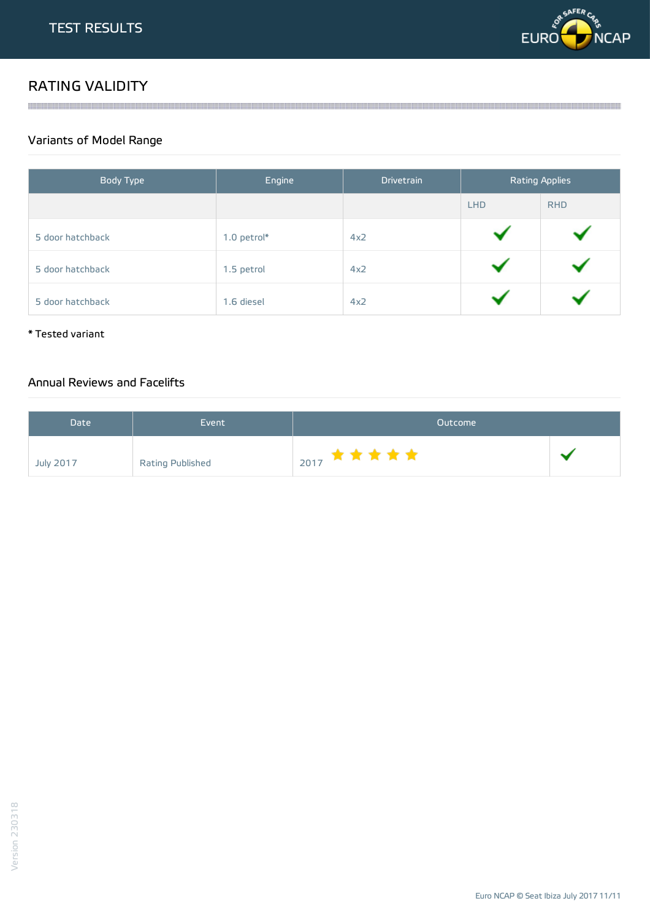# RATING VALIDITY

## Variants of Model Range

| Body Type | Engine | Drivetrain | Rating Applies | |
|---|---|---|---|---|
| | | | LHD | RHD |
| 5 door hatchback | 1.0 petrol* | 4x2 | ✓ | ✓ |
| 5 door hatchback | 1.5 petrol | 4x2 | ✓ | ✓ |
| 5 door hatchback | 1.6 diesel | 4x2 | ✓ | ✓ |

**\*** Tested variant

## Annual Reviews and Facelifts

| Date | Event | Outcome | |
|---|---|---|---|
| July 2017 | Rating Published | 2017 ★★★★★ | ✓ |